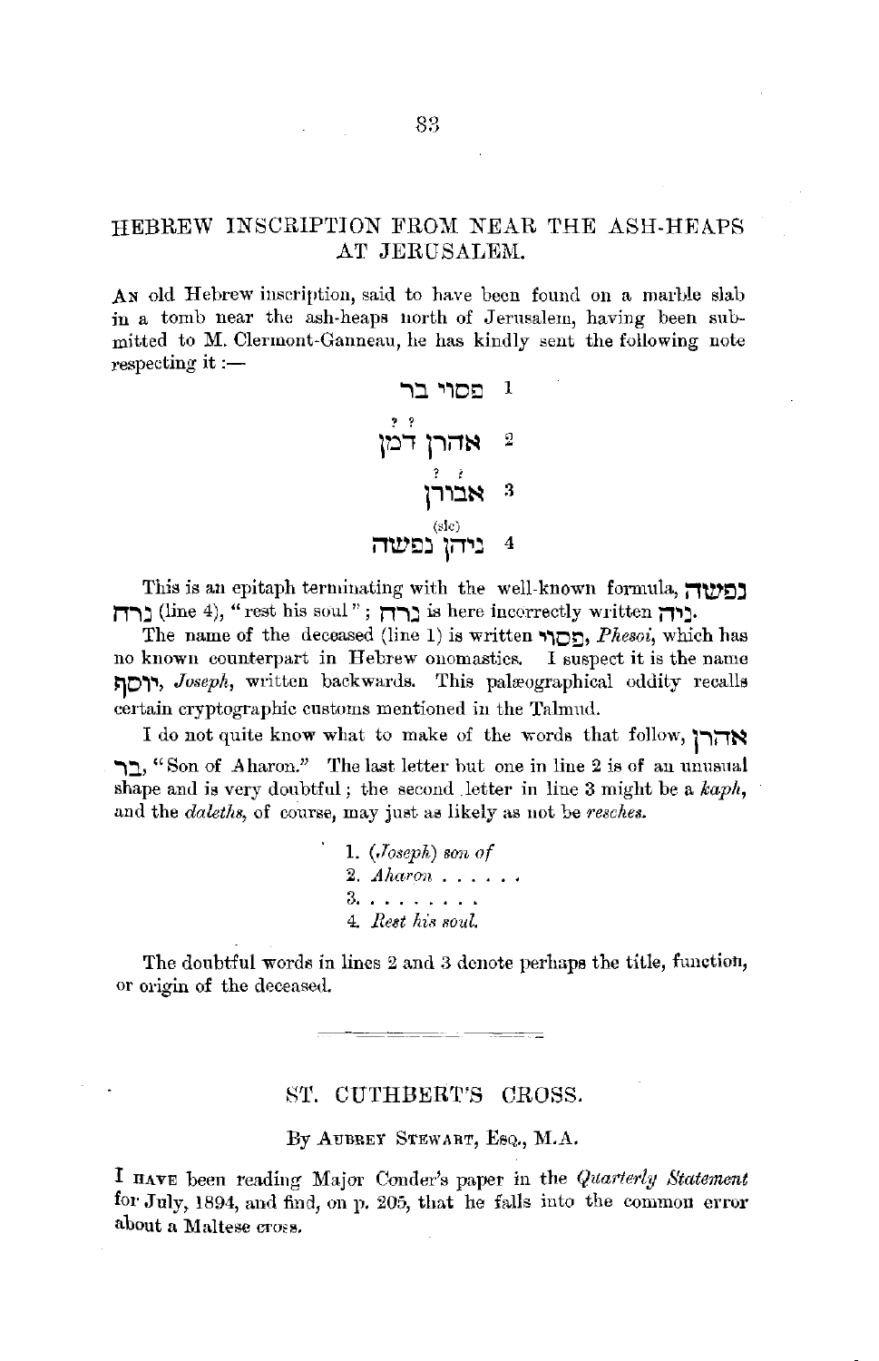## HEBREW INSCRIPTION FROM NEAR THE ASH-HEAPS AT JERUSALEM.

An old Hebrew inscription, said to have been found on a marble slab in a tomb near the ash-heaps north of Jerusalem, having been submitted to M. Clermont-Ganneau, he has kindly sent the following note respecting it :—

1 פסוי בר

2 אהרן דמן (? ?)

3 אבורן (? ?)

4 ניהן (sic) נפשה

This is an epitaph terminating with the well-known formula, נפשה נרחה (line 4), "rest his soul"; נרחה is here incorrectly written ניהן.

The name of the deceased (line 1) is written פסוי, *Phesoi*, which has no known counterpart in Hebrew onomastics. I suspect it is the name יוסף, *Joseph*, written backwards. This palæographical oddity recalls certain cryptographic customs mentioned in the Talmud.

I do not quite know what to make of the words that follow, אהרן בר, "Son of Aharon." The last letter but one in line 2 is of an unusual shape and is very doubtful; the second letter in line 3 might be a *kaph*, and the *daleths*, of course, may just as likely as not be *resches*.

1. (*Joseph*) *son of*
2. *Aharon* . . . . . .
3. . . . . . . . . .
4. *Rest his soul.*

The doubtful words in lines 2 and 3 denote perhaps the title, function, or origin of the deceased.

---

## ST. CUTHBERT'S CROSS.

By Aubrey Stewart, Esq., M.A.

I have been reading Major Conder's paper in the *Quarterly Statement* for July, 1894, and find, on p. 205, that he falls into the common error about a Maltese cross.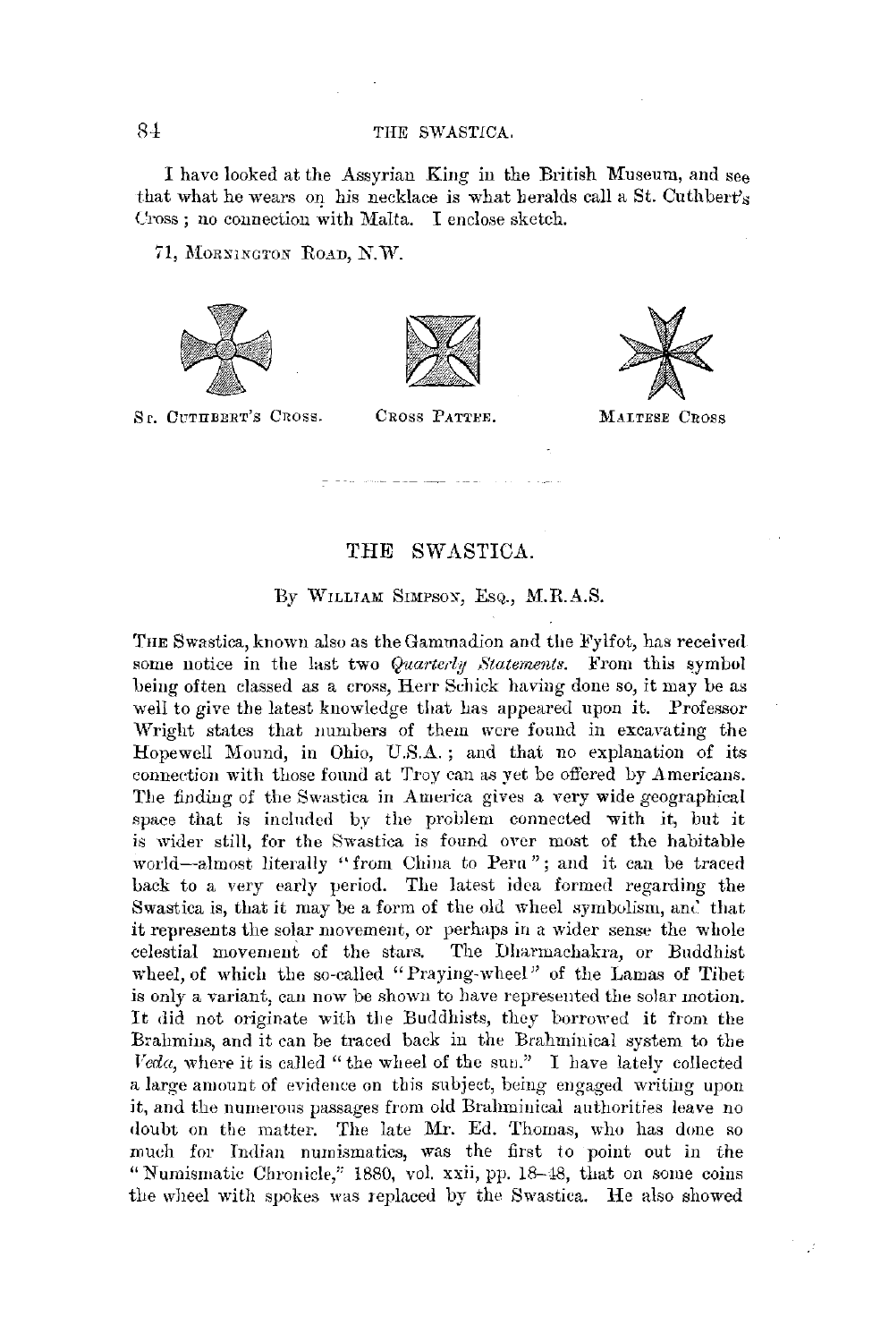I have looked at the Assyrian King in the British Museum, and see that what he wears on his necklace is what heralds call a St. Cuthbert's Cross; no connection with Malta. I enclose sketch.

71, Mornington Road, N.W.

St. Cuthbert's Cross. Cross Pattee. Maltese Cross

---

# THE SWASTICA.

By William Simpson, Esq., M.R.A.S.

The Swastica, known also as the Gammadion and the Fylfot, has received some notice in the last two *Quarterly Statements*. From this symbol being often classed as a cross, Herr Schick having done so, it may be as well to give the latest knowledge that has appeared upon it. Professor Wright states that numbers of them were found in excavating the Hopewell Mound, in Ohio, U.S.A.; and that no explanation of its connection with those found at Troy can as yet be offered by Americans. The finding of the Swastica in America gives a very wide geographical space that is included by the problem connected with it, but it is wider still, for the Swastica is found over most of the habitable world—almost literally "from China to Peru"; and it can be traced back to a very early period. The latest idea formed regarding the Swastica is, that it may be a form of the old wheel symbolism, and that it represents the solar movement, or perhaps in a wider sense the whole celestial movement of the stars. The Dharmachakra, or Buddhist wheel, of which the so-called "Praying-wheel" of the Lamas of Tibet is only a variant, can now be shown to have represented the solar motion. It did not originate with the Buddhists, they borrowed it from the Brahmins, and it can be traced back in the Brahminical system to the *Veda*, where it is called "the wheel of the sun." I have lately collected a large amount of evidence on this subject, being engaged writing upon it, and the numerous passages from old Brahminical authorities leave no doubt on the matter. The late Mr. Ed. Thomas, who has done so much for Indian numismatics, was the first to point out in the "Numismatic Chronicle," 1880, vol. xxii, pp. 18–48, that on some coins the wheel with spokes was replaced by the Swastica. He also showed